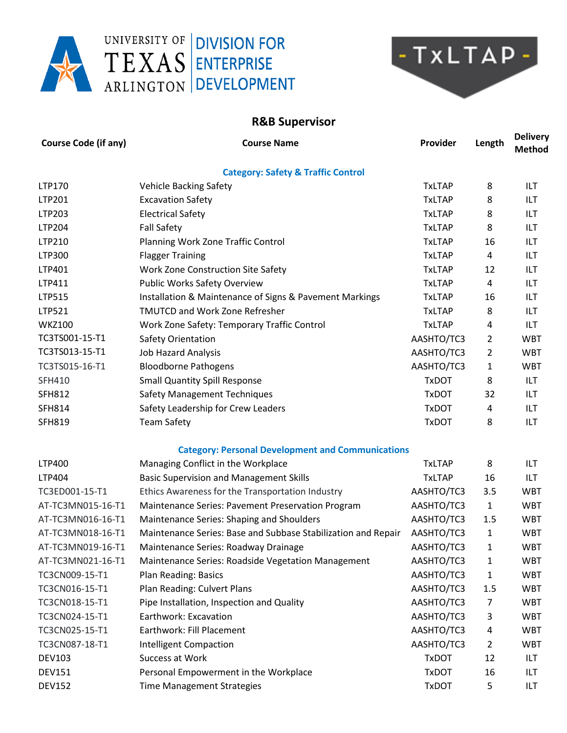University of Texas Arlington | Division for Enterprise Development

TxLTAP

## R&B Supervisor

| Course Code (if any) | Course Name | Provider | Length | Delivery Method |
|---|---|---|---|---|
| | **Category: Safety & Traffic Control** | | | |
| LTP170 | Vehicle Backing Safety | TxLTAP | 8 | ILT |
| LTP201 | Excavation Safety | TxLTAP | 8 | ILT |
| LTP203 | Electrical Safety | TxLTAP | 8 | ILT |
| LTP204 | Fall Safety | TxLTAP | 8 | ILT |
| LTP210 | Planning Work Zone Traffic Control | TxLTAP | 16 | ILT |
| LTP300 | Flagger Training | TxLTAP | 4 | ILT |
| LTP401 | Work Zone Construction Site Safety | TxLTAP | 12 | ILT |
| LTP411 | Public Works Safety Overview | TxLTAP | 4 | ILT |
| LTP515 | Installation & Maintenance of Signs & Pavement Markings | TxLTAP | 16 | ILT |
| LTP521 | TMUTCD and Work Zone Refresher | TxLTAP | 8 | ILT |
| WKZ100 | Work Zone Safety: Temporary Traffic Control | TxLTAP | 4 | ILT |
| TC3TS001-15-T1 | Safety Orientation | AASHTO/TC3 | 2 | WBT |
| TC3TS013-15-T1 | Job Hazard Analysis | AASHTO/TC3 | 2 | WBT |
| TC3TS015-16-T1 | Bloodborne Pathogens | AASHTO/TC3 | 1 | WBT |
| SFH410 | Small Quantity Spill Response | TxDOT | 8 | ILT |
| SFH812 | Safety Management Techniques | TxDOT | 32 | ILT |
| SFH814 | Safety Leadership for Crew Leaders | TxDOT | 4 | ILT |
| SFH819 | Team Safety | TxDOT | 8 | ILT |
| | **Category: Personal Development and Communications** | | | |
| LTP400 | Managing Conflict in the Workplace | TxLTAP | 8 | ILT |
| LTP404 | Basic Supervision and Management Skills | TxLTAP | 16 | ILT |
| TC3ED001-15-T1 | Ethics Awareness for the Transportation Industry | AASHTO/TC3 | 3.5 | WBT |
| AT-TC3MN015-16-T1 | Maintenance Series: Pavement Preservation Program | AASHTO/TC3 | 1 | WBT |
| AT-TC3MN016-16-T1 | Maintenance Series: Shaping and Shoulders | AASHTO/TC3 | 1.5 | WBT |
| AT-TC3MN018-16-T1 | Maintenance Series: Base and Subbase Stabilization and Repair | AASHTO/TC3 | 1 | WBT |
| AT-TC3MN019-16-T1 | Maintenance Series: Roadway Drainage | AASHTO/TC3 | 1 | WBT |
| AT-TC3MN021-16-T1 | Maintenance Series: Roadside Vegetation Management | AASHTO/TC3 | 1 | WBT |
| TC3CN009-15-T1 | Plan Reading: Basics | AASHTO/TC3 | 1 | WBT |
| TC3CN016-15-T1 | Plan Reading: Culvert Plans | AASHTO/TC3 | 1.5 | WBT |
| TC3CN018-15-T1 | Pipe Installation, Inspection and Quality | AASHTO/TC3 | 7 | WBT |
| TC3CN024-15-T1 | Earthwork: Excavation | AASHTO/TC3 | 3 | WBT |
| TC3CN025-15-T1 | Earthwork: Fill Placement | AASHTO/TC3 | 4 | WBT |
| TC3CN087-18-T1 | Intelligent Compaction | AASHTO/TC3 | 2 | WBT |
| DEV103 | Success at Work | TxDOT | 12 | ILT |
| DEV151 | Personal Empowerment in the Workplace | TxDOT | 16 | ILT |
| DEV152 | Time Management Strategies | TxDOT | 5 | ILT |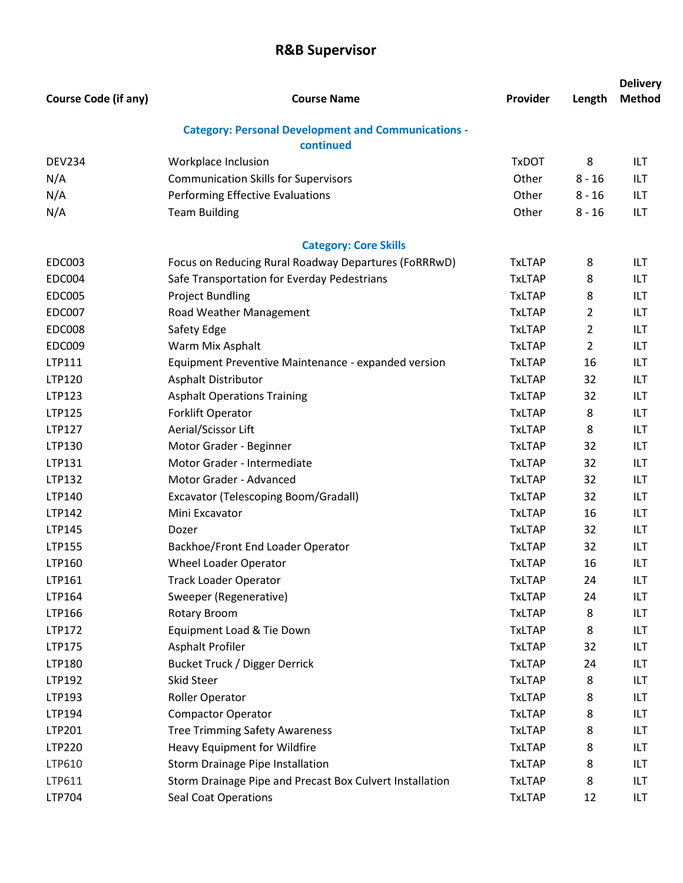# R&B Supervisor

| Course Code (if any) | Course Name | Provider | Length | Delivery Method |
|---|---|---|---|---|
| | **Category: Personal Development and Communications - continued** | | | |
| DEV234 | Workplace Inclusion | TxDOT | 8 | ILT |
| N/A | Communication Skills for Supervisors | Other | 8 - 16 | ILT |
| N/A | Performing Effective Evaluations | Other | 8 - 16 | ILT |
| N/A | Team Building | Other | 8 - 16 | ILT |
| | **Category: Core Skills** | | | |
| EDC003 | Focus on Reducing Rural Roadway Departures (FoRRRwD) | TxLTAP | 8 | ILT |
| EDC004 | Safe Transportation for Everday Pedestrians | TxLTAP | 8 | ILT |
| EDC005 | Project Bundling | TxLTAP | 8 | ILT |
| EDC007 | Road Weather Management | TxLTAP | 2 | ILT |
| EDC008 | Safety Edge | TxLTAP | 2 | ILT |
| EDC009 | Warm Mix Asphalt | TxLTAP | 2 | ILT |
| LTP111 | Equipment Preventive Maintenance - expanded version | TxLTAP | 16 | ILT |
| LTP120 | Asphalt Distributor | TxLTAP | 32 | ILT |
| LTP123 | Asphalt Operations Training | TxLTAP | 32 | ILT |
| LTP125 | Forklift Operator | TxLTAP | 8 | ILT |
| LTP127 | Aerial/Scissor Lift | TxLTAP | 8 | ILT |
| LTP130 | Motor Grader - Beginner | TxLTAP | 32 | ILT |
| LTP131 | Motor Grader - Intermediate | TxLTAP | 32 | ILT |
| LTP132 | Motor Grader - Advanced | TxLTAP | 32 | ILT |
| LTP140 | Excavator (Telescoping Boom/Gradall) | TxLTAP | 32 | ILT |
| LTP142 | Mini Excavator | TxLTAP | 16 | ILT |
| LTP145 | Dozer | TxLTAP | 32 | ILT |
| LTP155 | Backhoe/Front End Loader Operator | TxLTAP | 32 | ILT |
| LTP160 | Wheel Loader Operator | TxLTAP | 16 | ILT |
| LTP161 | Track Loader Operator | TxLTAP | 24 | ILT |
| LTP164 | Sweeper (Regenerative) | TxLTAP | 24 | ILT |
| LTP166 | Rotary Broom | TxLTAP | 8 | ILT |
| LTP172 | Equipment Load & Tie Down | TxLTAP | 8 | ILT |
| LTP175 | Asphalt Profiler | TxLTAP | 32 | ILT |
| LTP180 | Bucket Truck / Digger Derrick | TxLTAP | 24 | ILT |
| LTP192 | Skid Steer | TxLTAP | 8 | ILT |
| LTP193 | Roller Operator | TxLTAP | 8 | ILT |
| LTP194 | Compactor Operator | TxLTAP | 8 | ILT |
| LTP201 | Tree Trimming Safety Awareness | TxLTAP | 8 | ILT |
| LTP220 | Heavy Equipment for Wildfire | TxLTAP | 8 | ILT |
| LTP610 | Storm Drainage Pipe Installation | TxLTAP | 8 | ILT |
| LTP611 | Storm Drainage Pipe and Precast Box Culvert Installation | TxLTAP | 8 | ILT |
| LTP704 | Seal Coat Operations | TxLTAP | 12 | ILT |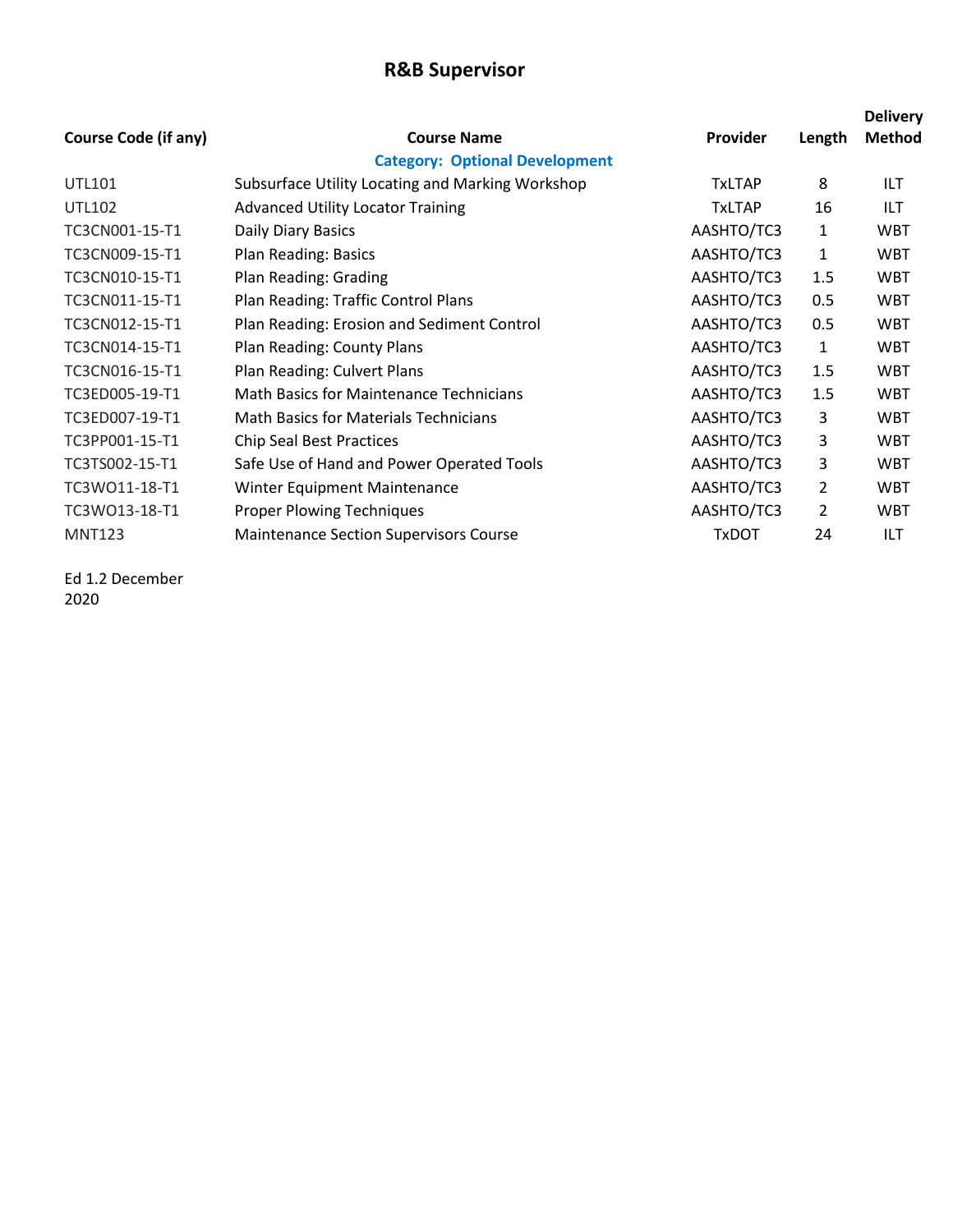# R&B Supervisor

| Course Code (if any) | Course Name | Provider | Length | Delivery Method |
|---|---|---|---|---|
| | **Category: Optional Development** | | | |
| UTL101 | Subsurface Utility Locating and Marking Workshop | TxLTAP | 8 | ILT |
| UTL102 | Advanced Utility Locator Training | TxLTAP | 16 | ILT |
| TC3CN001-15-T1 | Daily Diary Basics | AASHTO/TC3 | 1 | WBT |
| TC3CN009-15-T1 | Plan Reading: Basics | AASHTO/TC3 | 1 | WBT |
| TC3CN010-15-T1 | Plan Reading: Grading | AASHTO/TC3 | 1.5 | WBT |
| TC3CN011-15-T1 | Plan Reading: Traffic Control Plans | AASHTO/TC3 | 0.5 | WBT |
| TC3CN012-15-T1 | Plan Reading: Erosion and Sediment Control | AASHTO/TC3 | 0.5 | WBT |
| TC3CN014-15-T1 | Plan Reading: County Plans | AASHTO/TC3 | 1 | WBT |
| TC3CN016-15-T1 | Plan Reading: Culvert Plans | AASHTO/TC3 | 1.5 | WBT |
| TC3ED005-19-T1 | Math Basics for Maintenance Technicians | AASHTO/TC3 | 1.5 | WBT |
| TC3ED007-19-T1 | Math Basics for Materials Technicians | AASHTO/TC3 | 3 | WBT |
| TC3PP001-15-T1 | Chip Seal Best Practices | AASHTO/TC3 | 3 | WBT |
| TC3TS002-15-T1 | Safe Use of Hand and Power Operated Tools | AASHTO/TC3 | 3 | WBT |
| TC3WO11-18-T1 | Winter Equipment Maintenance | AASHTO/TC3 | 2 | WBT |
| TC3WO13-18-T1 | Proper Plowing Techniques | AASHTO/TC3 | 2 | WBT |
| MNT123 | Maintenance Section Supervisors Course | TxDOT | 24 | ILT |

Ed 1.2 December 2020